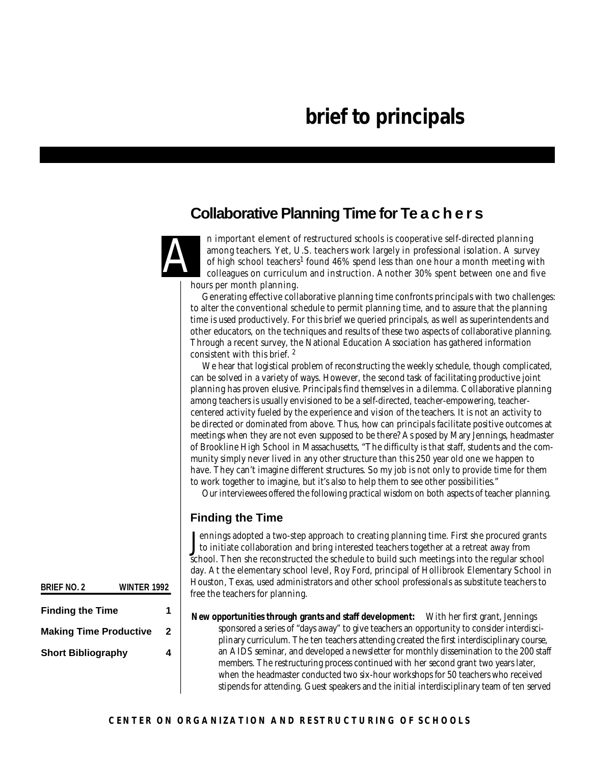# brief to principals

## Collaborative Planning Time for Teachers

An important element of restructured schools is cooperative self-directed planning among teachers. Yet, U.S. teachers work largely in professional isolation. A survey of high school teachers[1] found 46% spend less than one hour a month meeting with colleagues on curriculum and instruction. Another 30% spent between one and five hours per month planning.

Generating effective collaborative planning time confronts principals with two challenges: to alter the conventional schedule to permit planning time, and to assure that the planning time is used productively. For this brief we queried principals, as well as superintendents and other educators, on the techniques and results of these two aspects of collaborative planning. Through a recent survey, the National Education Association has gathered information consistent with this brief. [2]

We hear that logistical problem of reconstructing the weekly schedule, though complicated, can be solved in a variety of ways. However, the second task of facilitating productive joint planning has proven elusive. Principals find themselves in a dilemma. Collaborative planning among teachers is usually envisioned to be a self-directed, teacher-empowering, teacher-centered activity fueled by the experience and vision of the teachers. It is not an activity to be directed or dominated from above. Thus, how can principals facilitate positive outcomes at meetings when they are not even supposed to be there? As posed by Mary Jennings, headmaster of Brookline High School in Massachusetts, "The difficulty is that staff, students and the community simply never lived in any other structure than this 250 year old one we happen to have. They can't imagine different structures. So my job is not only to provide time for them to work together to imagine, but it's also to help them to see other possibilities."

Our interviewees offered the following practical wisdom on both aspects of teacher planning.

| BRIEF NO. 2 | WINTER 1992 |
|---|---|
| **Finding the Time** | **1** |
| **Making Time Productive** | **2** |
| **Short Bibliography** | **4** |

### Finding the Time

Jennings adopted a two-step approach to creating planning time. First she procured grants to initiate collaboration and bring interested teachers together at a retreat away from school. Then she reconstructed the schedule to build such meetings into the regular school day. At the elementary school level, Roy Ford, principal of Hollibrook Elementary School in Houston, Texas, used administrators and other school professionals as substitute teachers to free the teachers for planning.

**New opportunities through grants and staff development:** With her first grant, Jennings sponsored a series of "days away" to give teachers an opportunity to consider interdisciplinary curriculum. The ten teachers attending created the first interdisciplinary course, an AIDS seminar, and developed a newsletter for monthly dissemination to the 200 staff members. The restructuring process continued with her second grant two years later, when the headmaster conducted two six-hour workshops for 50 teachers who received stipends for attending. Guest speakers and the initial interdisciplinary team of ten served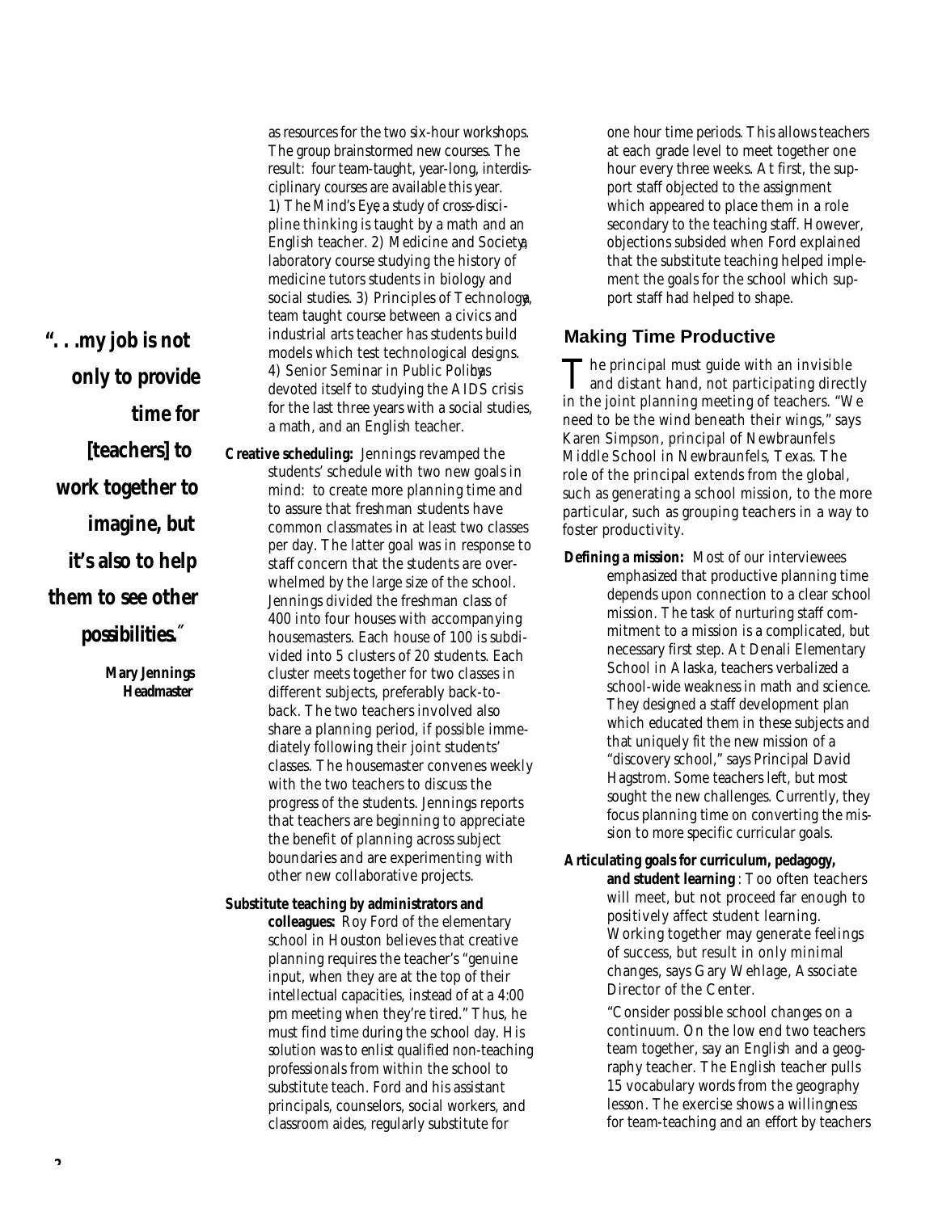as resources for the two six-hour workshops. The group brainstormed new courses. The result: four team-taught, year-long, interdisciplinary courses are available this year. 1) *The Mind's Eye*, a study of cross-discipline thinking is taught by a math and an English teacher. 2) *Medicine and Society*, a laboratory course studying the history of medicine tutors students in biology and social studies. 3) *Principles of Technology*, a team taught course between a civics and industrial arts teacher has students build models which test technological designs. 4) *Senior Seminar in Public Policy* has devoted itself to studying the AIDS crisis for the last three years with a social studies, a math, and an English teacher.

> **". . .my job is not only to provide time for [teachers] to work together to imagine, but it's also to help them to see other possibilities."**
>
> **Mary Jennings**
> **Headmaster**

**Creative scheduling:** Jennings revamped the students' schedule with two new goals in mind: to create more planning time and to assure that freshman students have common classmates in at least two classes per day. The latter goal was in response to staff concern that the students are overwhelmed by the large size of the school. Jennings divided the freshman class of 400 into four houses with accompanying housemasters. Each house of 100 is subdivided into 5 clusters of 20 students. Each cluster meets together for two classes in different subjects, preferably back-to-back. The two teachers involved also share a planning period, if possible immediately following their joint students' classes. The housemaster convenes weekly with the two teachers to discuss the progress of the students. Jennings reports that teachers are beginning to appreciate the benefit of planning across subject boundaries and are experimenting with other new collaborative projects.

**Substitute teaching by administrators and colleagues:** Roy Ford of the elementary school in Houston believes that creative planning requires the teacher's "genuine input, when they are at the top of their intellectual capacities, instead of at a 4:00 pm meeting when they're tired." Thus, he must find time during the school day. His solution was to enlist qualified non-teaching professionals from within the school to substitute teach. Ford and his assistant principals, counselors, social workers, and classroom aides, regularly substitute for one hour time periods. This allows teachers at each grade level to meet together one hour every three weeks. At first, the support staff objected to the assignment which appeared to place them in a role secondary to the teaching staff. However, objections subsided when Ford explained that the substitute teaching helped implement the goals for the school which support staff had helped to shape.

## Making Time Productive

The principal must guide with an invisible and distant hand, not participating directly in the joint planning meeting of teachers. "We need to be the wind beneath their wings," says Karen Simpson, principal of Newbraunfels Middle School in Newbraunfels, Texas. The role of the principal extends from the global, such as generating a school mission, to the more particular, such as grouping teachers in a way to foster productivity.

**Defining a mission:** Most of our interviewees emphasized that productive planning time depends upon connection to a clear school mission. The task of nurturing staff commitment to a mission is a complicated, but necessary first step. At Denali Elementary School in Alaska, teachers verbalized a school-wide weakness in math and science. They designed a staff development plan which educated them in these subjects and that uniquely fit the new mission of a "discovery school," says Principal David Hagstrom. Some teachers left, but most sought the new challenges. Currently, they focus planning time on converting the mission to more specific curricular goals.

**Articulating goals for curriculum, pedagogy, and student learning**: Too often teachers will meet, but not proceed far enough to positively affect student learning. Working together may generate feelings of success, but result in only minimal changes, says Gary Wehlage, Associate Director of the Center.

"Consider possible school changes on a continuum. On the low end two teachers team together, say an English and a geography teacher. The English teacher pulls 15 vocabulary words from the geography lesson. The exercise shows a willingness for team-teaching and an effort by teachers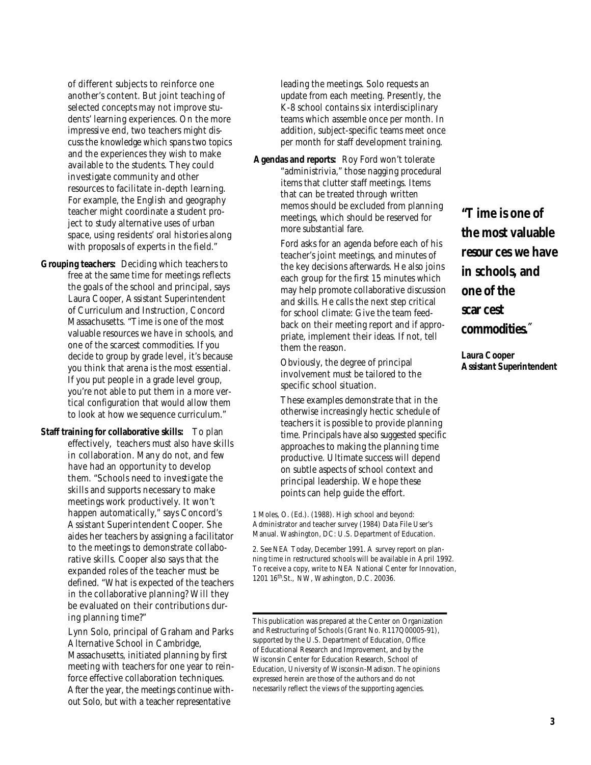of different subjects to reinforce one another's content. But joint teaching of selected concepts may not improve students' learning experiences. On the more impressive end, two teachers might discuss the knowledge which spans two topics and the experiences they wish to make available to the students. They could investigate community and other resources to facilitate in-depth learning. For example, the English and geography teacher might coordinate a student project to study alternative uses of urban space, using residents' oral histories along with proposals of experts in the field."

**Grouping teachers:** Deciding which teachers to free at the same time for meetings reflects the goals of the school and principal, says Laura Cooper, Assistant Superintendent of Curriculum and Instruction, Concord Massachusetts. "Time is one of the most valuable resources we have in schools, and one of the scarcest commodities. If you decide to group by grade level, it's because you think that arena is the most essential. If you put people in a grade level group, you're not able to put them in a more vertical configuration that would allow them to look at how we sequence curriculum."

**Staff training for collaborative skills:** To plan effectively, teachers must also have skills in collaboration. Many do not, and few have had an opportunity to develop them. "Schools need to investigate the skills and supports necessary to make meetings work productively. It won't happen automatically," says Concord's Assistant Superintendent Cooper. She aides her teachers by assigning a facilitator to the meetings to demonstrate collaborative skills. Cooper also says that the expanded roles of the teacher must be defined. "What is expected of the teachers in the collaborative planning? Will they be evaluated on their contributions during planning time?"

Lynn Solo, principal of Graham and Parks Alternative School in Cambridge, Massachusetts, initiated planning by first meeting with teachers for one year to reinforce effective collaboration techniques. After the year, the meetings continue without Solo, but with a teacher representative leading the meetings. Solo requests an update from each meeting. Presently, the K-8 school contains six interdisciplinary teams which assemble once per month. In addition, subject-specific teams meet once per month for staff development training.

**Agendas and reports:** Roy Ford won't tolerate "administrivia," those nagging procedural items that clutter staff meetings. Items that can be treated through written memos should be excluded from planning meetings, which should be reserved for more substantial fare.

Ford asks for an agenda before each of his teacher's joint meetings, and minutes of the key decisions afterwards. He also joins each group for the first 15 minutes which may help promote collaborative discussion and skills. He calls the next step critical for school climate: Give the team feedback on their meeting report and if appropriate, implement their ideas. If not, tell them the reason.

Obviously, the degree of principal involvement must be tailored to the specific school situation.

These examples demonstrate that in the otherwise increasingly hectic schedule of teachers it is possible to provide planning time. Principals have also suggested specific approaches to making the planning time productive. Ultimate success will depend on subtle aspects of school context and principal leadership. We hope these points can help guide the effort.

> **"Time is one of the most valuable resources we have in schools, and one of the scarcest commodities."**
>
> **Laura Cooper**
> **Assistant Superintendent**

1 Moles, O. (Ed.). (1988). High school and beyond: Administrator and teacher survey (1984) Data File User's Manual. Washington, DC: U.S. Department of Education.

2. See NEA Today, December 1991. A survey report on planning time in restructured schools will be available in April 1992. To receive a copy, write to NEA National Center for Innovation, 1201 16th St., NW, Washington, D.C. 20036.

---

This publication was prepared at the Center on Organization and Restructuring of Schools (Grant No. R117Q00005-91), supported by the U.S. Department of Education, Office of Educational Research and Improvement, and by the Wisconsin Center for Education Research, School of Education, University of Wisconsin-Madison. The opinions expressed herein are those of the authors and do not necessarily reflect the views of the supporting agencies.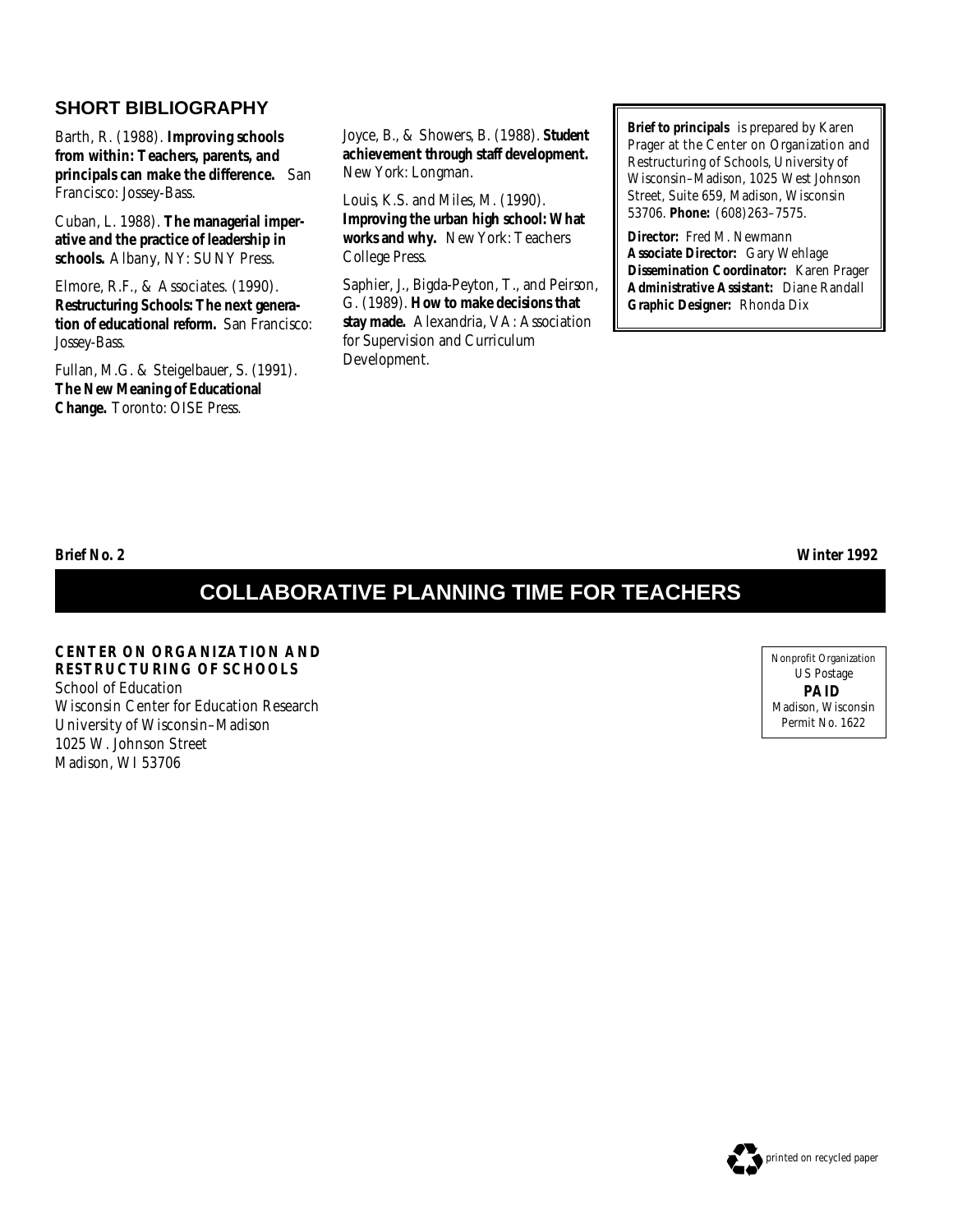## SHORT BIBLIOGRAPHY

Barth, R. (1988). **Improving schools from within: Teachers, parents, and principals can make the difference.** San Francisco: Jossey-Bass.

Cuban, L. 1988). **The managerial imperative and the practice of leadership in schools.** Albany, NY: SUNY Press.

Elmore, R.F., & Associates. (1990). **Restructuring Schools: The next generation of educational reform.** San Francisco: Jossey-Bass.

Fullan, M.G. & Steigelbauer, S. (1991). **The New Meaning of Educational Change.** Toronto: OISE Press.

Joyce, B., & Showers, B. (1988). **Student achievement through staff development.** New York: Longman.

Louis, K.S. and Miles, M. (1990). **Improving the urban high school: What works and why.** New York: Teachers College Press.

Saphier, J., Bigda-Peyton, T., and Peirson, G. (1989). **How to make decisions that stay made.** Alexandria, VA: Association for Supervision and Curriculum Development.

**Brief to principals** is prepared by Karen Prager at the Center on Organization and Restructuring of Schools, University of Wisconsin–Madison, 1025 West Johnson Street, Suite 659, Madison, Wisconsin 53706. **Phone:** (608)263–7575.

**Director:** Fred M. Newmann
**Associate Director:** Gary Wehlage
**Dissemination Coordinator:** Karen Prager
**Administrative Assistant:** Diane Randall
**Graphic Designer:** Rhonda Dix

***Brief No. 2*** ***Winter 1992***

# COLLABORATIVE PLANNING TIME FOR TEACHERS

**CENTER ON ORGANIZATION AND RESTRUCTURING OF SCHOOLS**
School of Education
Wisconsin Center for Education Research
University of Wisconsin–Madison
1025 W. Johnson Street
Madison, WI 53706

Nonprofit Organization
US Postage
**PAID**
Madison, Wisconsin
Permit No. 1622

printed on recycled paper